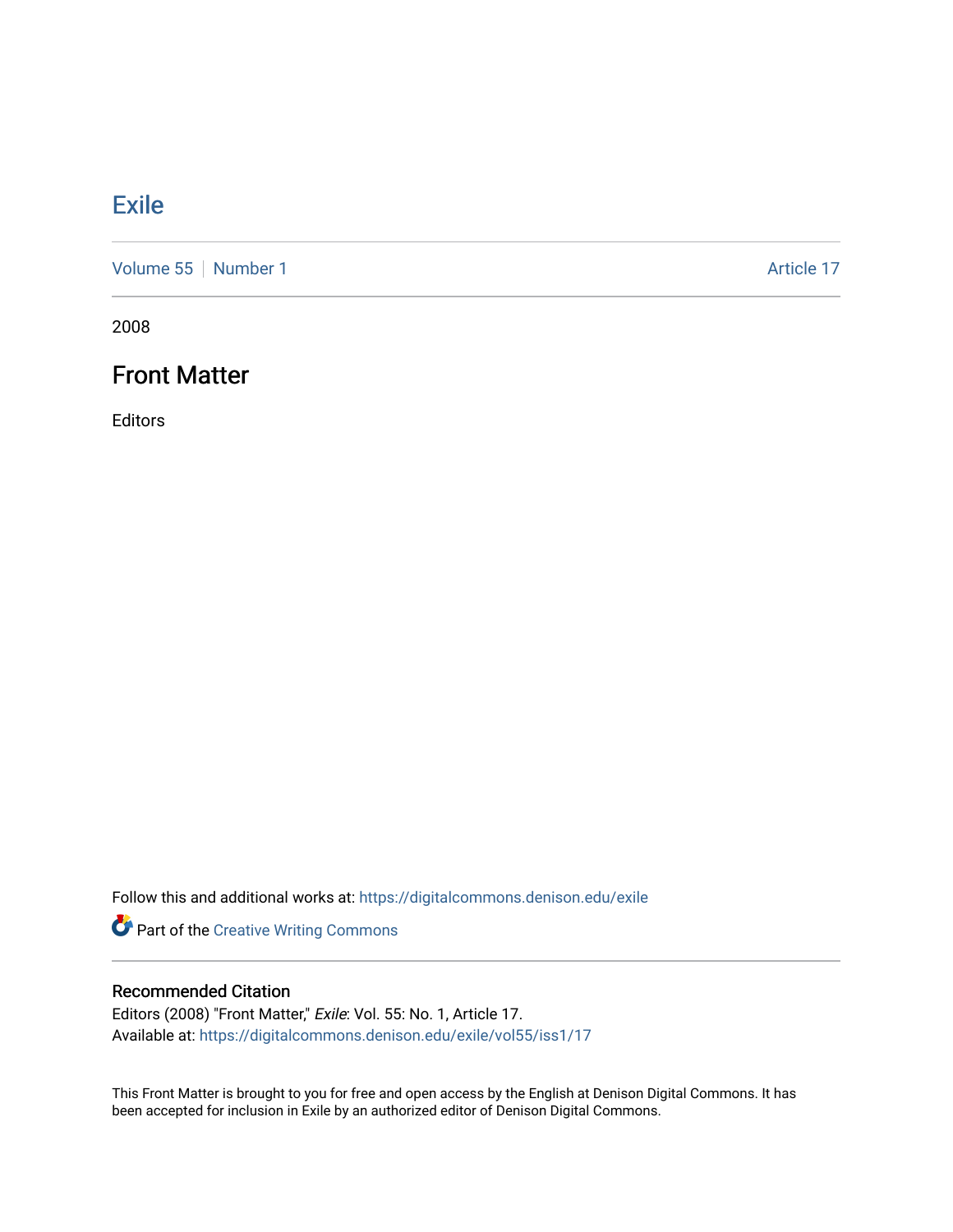# Exile

Volume 55 | Number 1 | Article 17

2008

## Front Matter

Editors

Follow this and additional works at: https://digitalcommons.denison.edu/exile

Part of the Creative Writing Commons

### Recommended Citation

Editors (2008) "Front Matter," *Exile*: Vol. 55: No. 1, Article 17.
Available at: https://digitalcommons.denison.edu/exile/vol55/iss1/17

This Front Matter is brought to you for free and open access by the English at Denison Digital Commons. It has been accepted for inclusion in Exile by an authorized editor of Denison Digital Commons.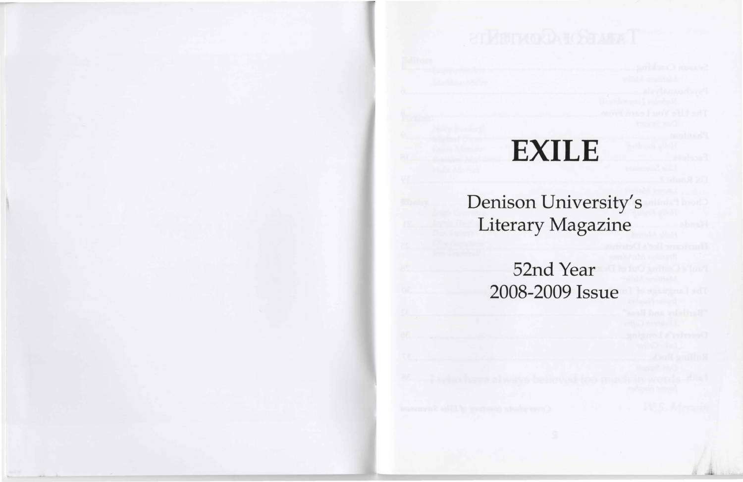# EXILE

Denison University's Literary Magazine

52nd Year
2008-2009 Issue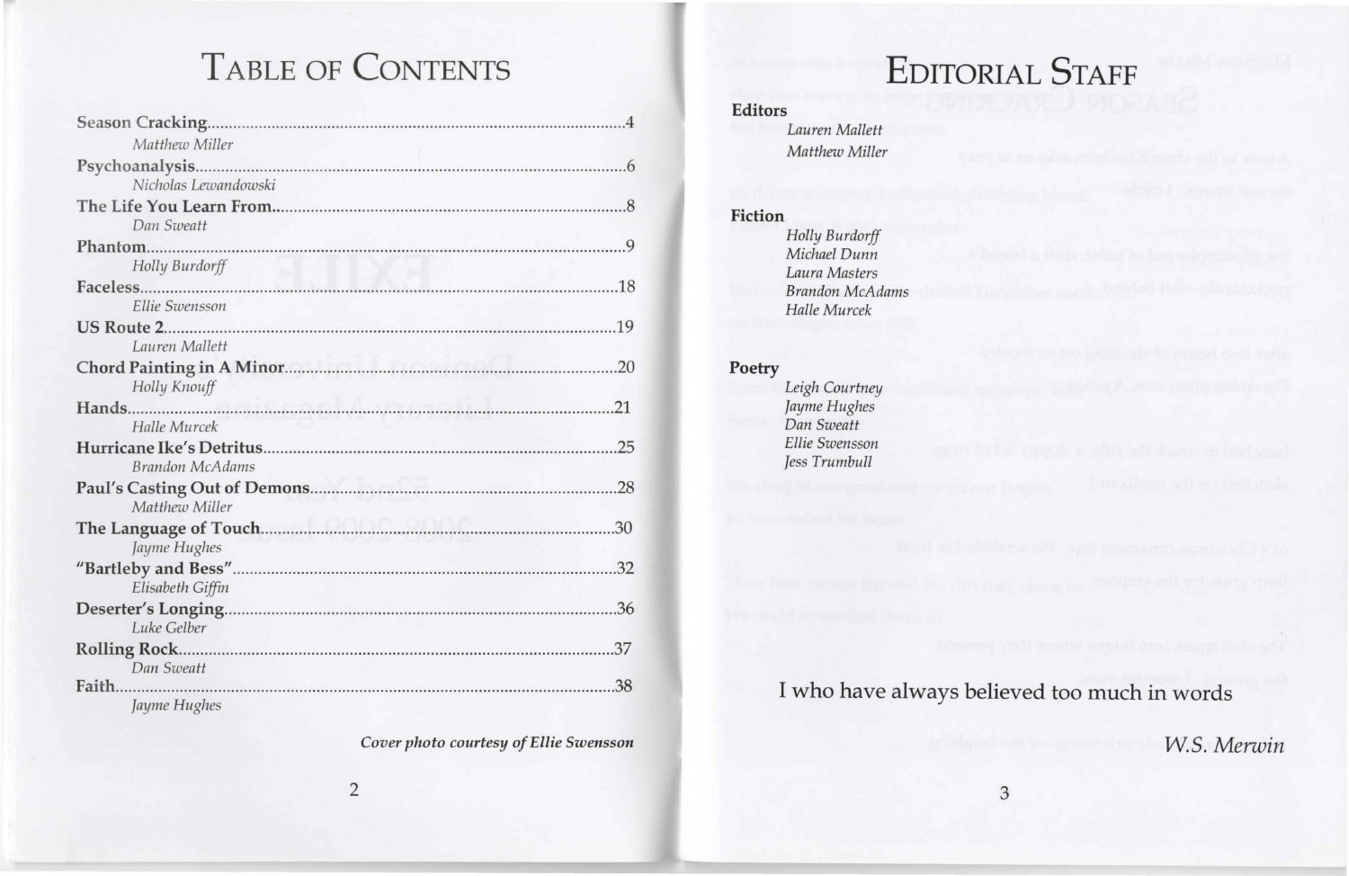# Table of Contents

**Season Cracking** ........ 4
*Matthew Miller*

**Psychoanalysis** ........ 6
*Nicholas Lewandowski*

**The Life You Learn From** ........ 8
*Dan Sweatt*

**Phantom** ........ 9
*Holly Burdorff*

**Faceless** ........ 18
*Ellie Swensson*

**US Route 2** ........ 19
*Lauren Mallett*

**Chord Painting in A Minor** ........ 20
*Holly Knouff*

**Hands** ........ 21
*Halle Murcek*

**Hurricane Ike's Detritus** ........ 25
*Brandon McAdams*

**Paul's Casting Out of Demons** ........ 28
*Matthew Miller*

**The Language of Touch** ........ 30
*Jayme Hughes*

**"Bartleby and Bess"** ........ 32
*Elisabeth Giffin*

**Deserter's Longing** ........ 36
*Luke Gelber*

**Rolling Rock** ........ 37
*Dan Sweatt*

**Faith** ........ 38
*Jayme Hughes*

***Cover photo courtesy of Ellie Swensson***

# Editorial Staff

**Editors**
*Lauren Mallett*
*Matthew Miller*

**Fiction**
*Holly Burdorff*
*Michael Dunn*
*Laura Masters*
*Brandon McAdams*
*Halle Murcek*

**Poetry**
*Leigh Courtney*
*Jayme Hughes*
*Dan Sweatt*
*Ellie Swensson*
*Jess Trumbull*

I who have always believed too much in words

*W.S. Merwin*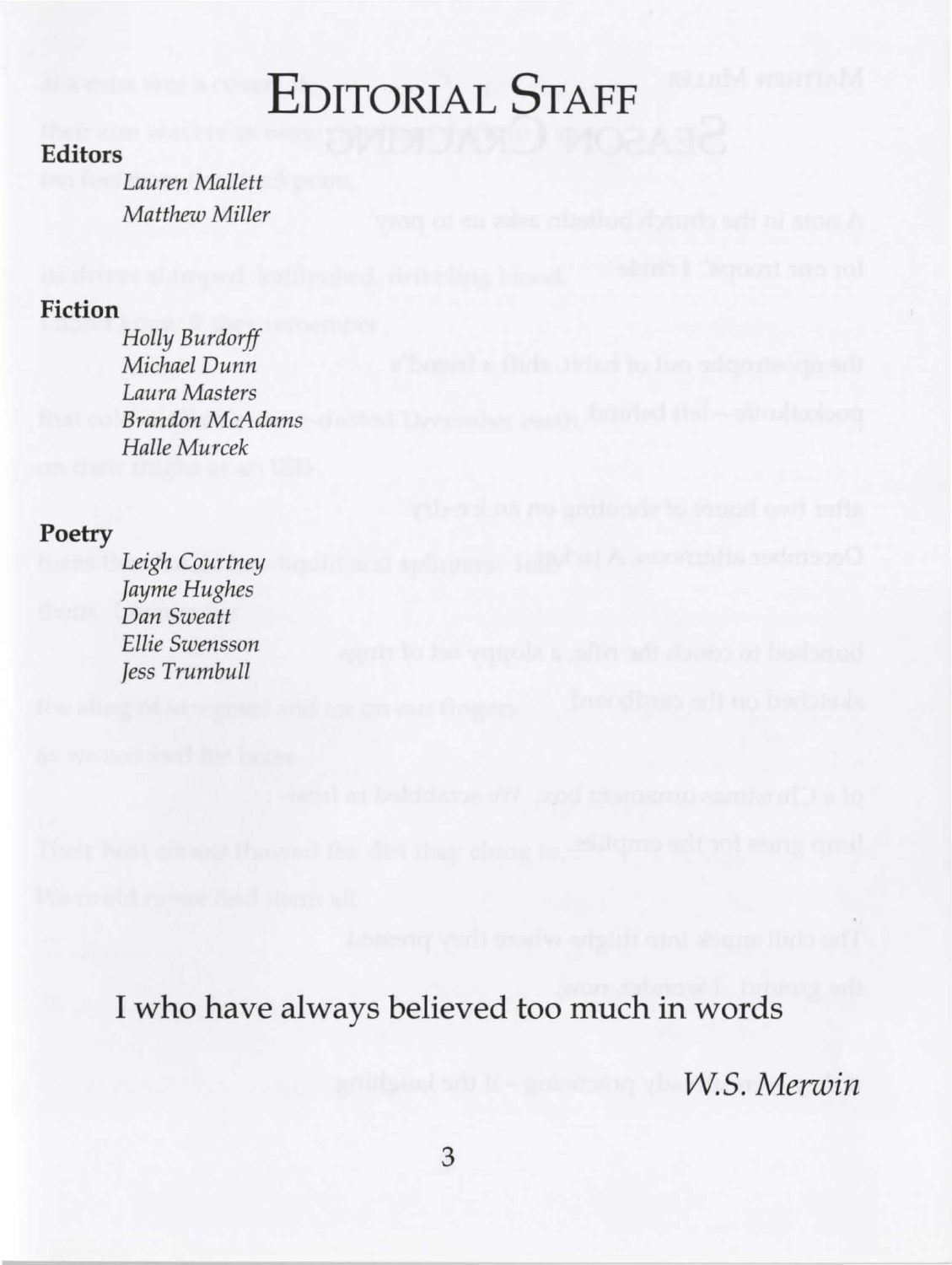# Editorial Staff

**Editors**

*Lauren Mallett*
*Matthew Miller*

**Fiction**

*Holly Burdorff*
*Michael Dunn*
*Laura Masters*
*Brandon McAdams*
*Halle Murcek*

**Poetry**

*Leigh Courtney*
*Jayme Hughes*
*Dan Sweatt*
*Ellie Swensson*
*Jess Trumbull*

I who have always believed too much in words

*W.S. Merwin*